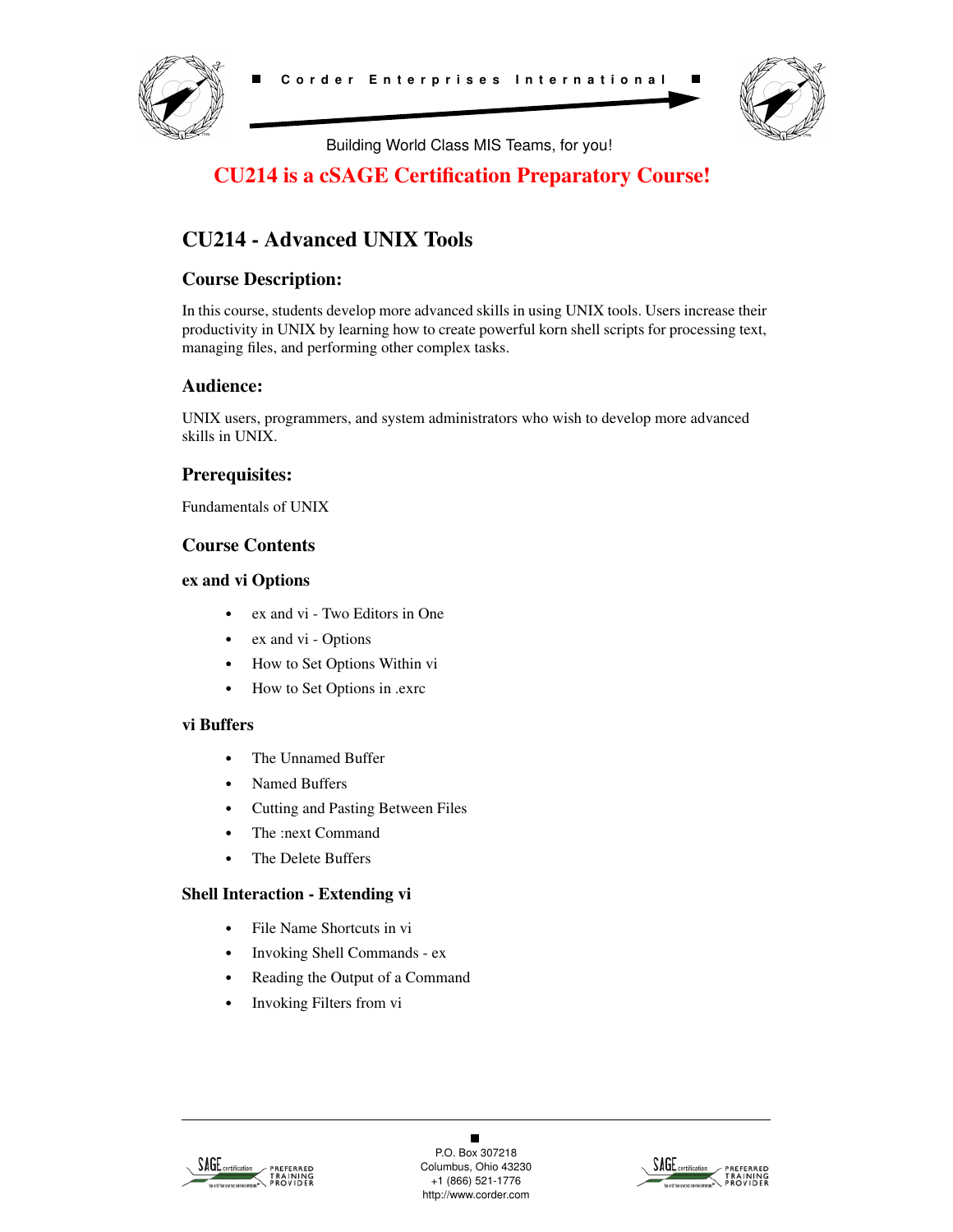■ Corder Enterprises International ■

Building World Class MIS Teams, for you!

**CU214 is a cSAGE Certification Preparatory Course!**

# CU214 - Advanced UNIX Tools

## Course Description:

In this course, students develop more advanced skills in using UNIX tools. Users increase their productivity in UNIX by learning how to create powerful korn shell scripts for processing text, managing files, and performing other complex tasks.

## Audience:

UNIX users, programmers, and system administrators who wish to develop more advanced skills in UNIX.

## Prerequisites:

Fundamentals of UNIX

## Course Contents

### ex and vi Options

- ex and vi - Two Editors in One
- ex and vi - Options
- How to Set Options Within vi
- How to Set Options in .exrc

### vi Buffers

- The Unnamed Buffer
- Named Buffers
- Cutting and Pasting Between Files
- The :next Command
- The Delete Buffers

### Shell Interaction - Extending vi

- File Name Shortcuts in vi
- Invoking Shell Commands - ex
- Reading the Output of a Command
- Invoking Filters from vi

P.O. Box 307218
Columbus, Ohio 43230
+1 (866) 521-1776
http://www.corder.com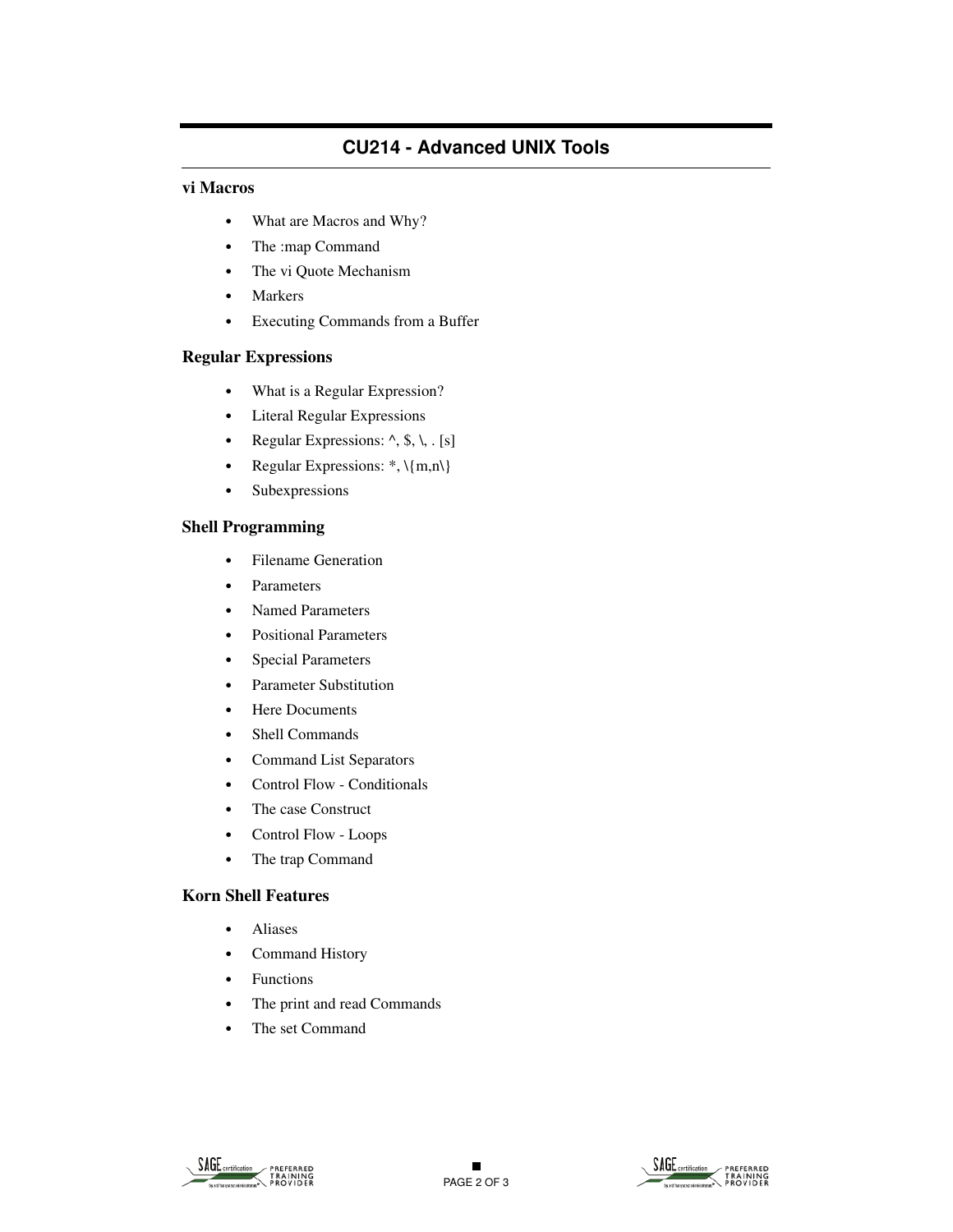## CU214 - Advanced UNIX Tools

### vi Macros

- What are Macros and Why?
- The :map Command
- The vi Quote Mechanism
- Markers
- Executing Commands from a Buffer

### Regular Expressions

- What is a Regular Expression?
- Literal Regular Expressions
- Regular Expressions: ^, $, \, . [s]
- Regular Expressions: *, \{m,n\}
- Subexpressions

### Shell Programming

- Filename Generation
- Parameters
- Named Parameters
- Positional Parameters
- Special Parameters
- Parameter Substitution
- Here Documents
- Shell Commands
- Command List Separators
- Control Flow - Conditionals
- The case Construct
- Control Flow - Loops
- The trap Command

### Korn Shell Features

- Aliases
- Command History
- Functions
- The print and read Commands
- The set Command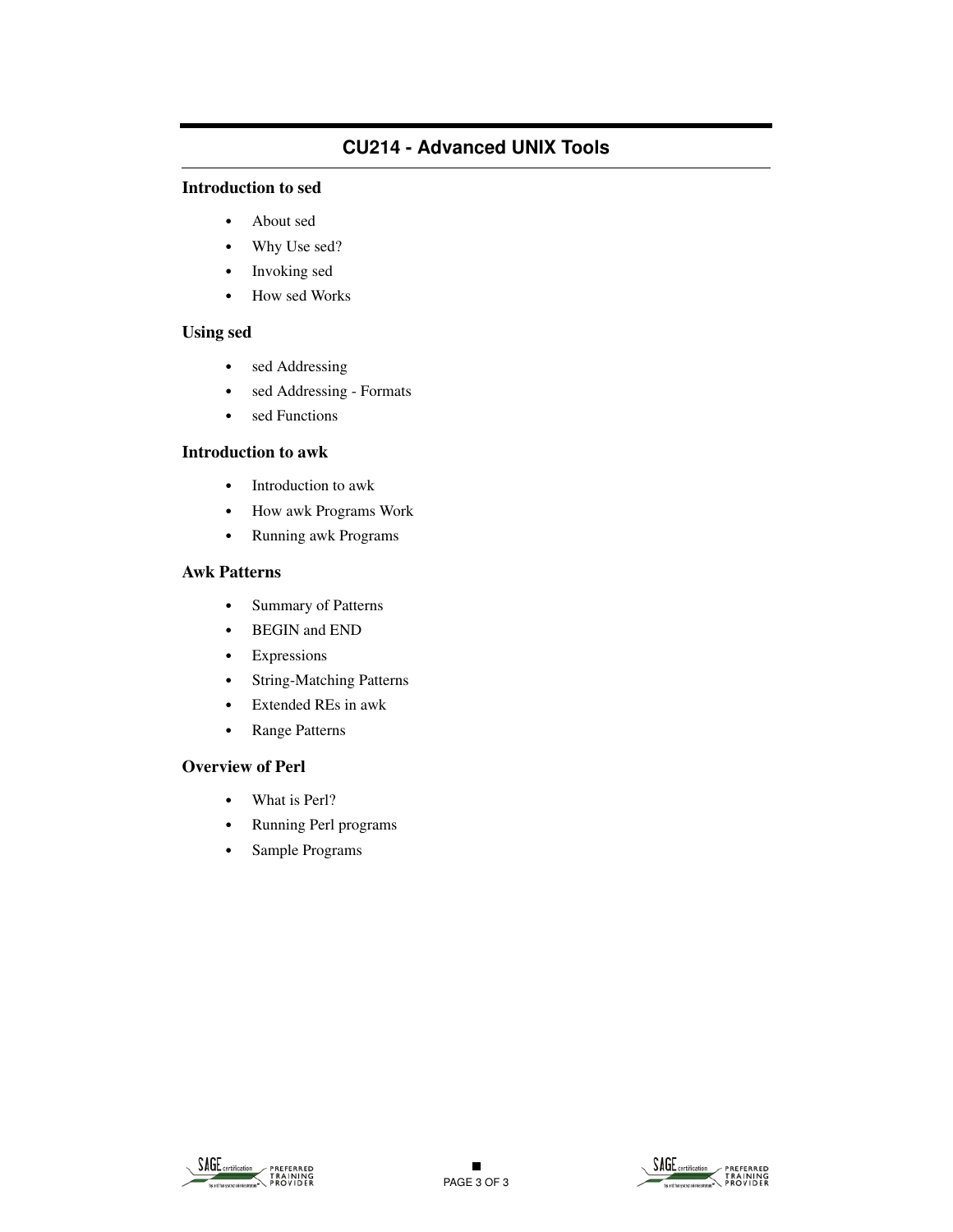## CU214 - Advanced UNIX Tools

### Introduction to sed

- About sed
- Why Use sed?
- Invoking sed
- How sed Works

### Using sed

- sed Addressing
- sed Addressing - Formats
- sed Functions

### Introduction to awk

- Introduction to awk
- How awk Programs Work
- Running awk Programs

### Awk Patterns

- Summary of Patterns
- BEGIN and END
- Expressions
- String-Matching Patterns
- Extended REs in awk
- Range Patterns

### Overview of Perl

- What is Perl?
- Running Perl programs
- Sample Programs